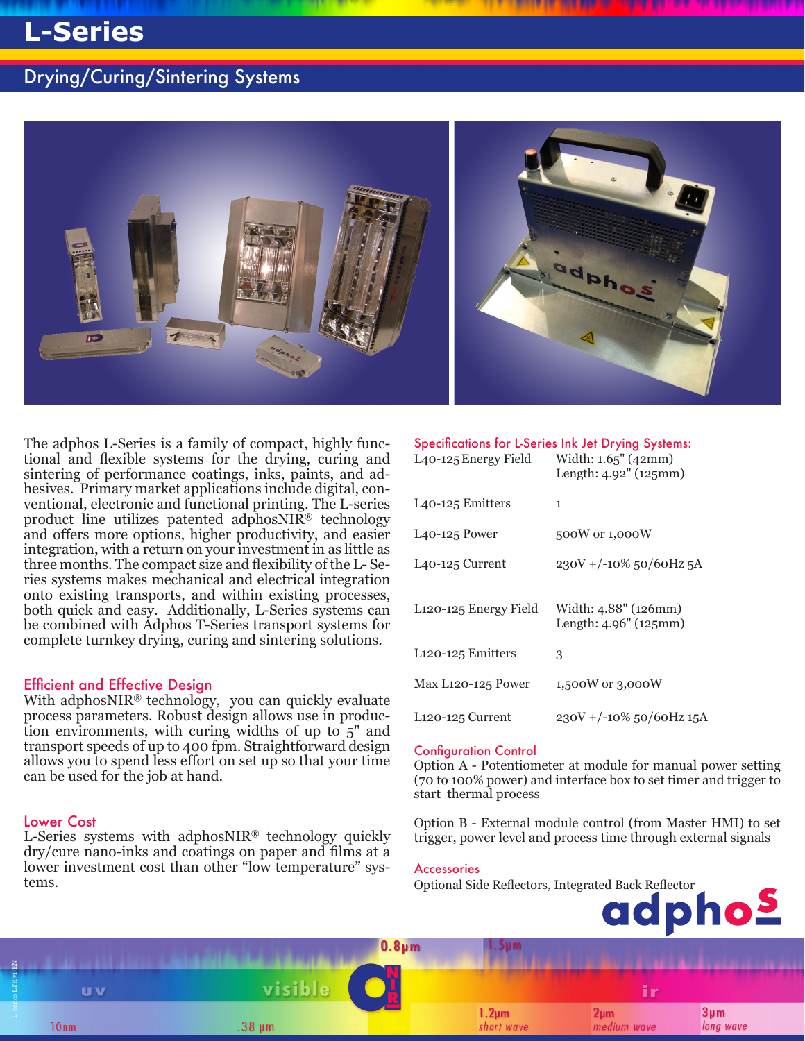# L-Series

## Drying/Curing/Sintering Systems

The adphos L-Series is a family of compact, highly functional and flexible systems for the drying, curing and sintering of performance coatings, inks, paints, and adhesives. Primary market applications include digital, conventional, electronic and functional printing. The L-series product line utilizes patented adphosNIR® technology and offers more options, higher productivity, and easier integration, with a return on your investment in as little as three months. The compact size and flexibility of the L-Series systems makes mechanical and electrical integration onto existing transports, and within existing processes, both quick and easy. Additionally, L-Series systems can be combined with Adphos T-Series transport systems for complete turnkey drying, curing and sintering solutions.

### Efficient and Effective Design

With adphosNIR® technology, you can quickly evaluate process parameters. Robust design allows use in production environments, with curing widths of up to 5" and transport speeds of up to 400 fpm. Straightforward design allows you to spend less effort on set up so that your time can be used for the job at hand.

### Lower Cost

L-Series systems with adphosNIR® technology quickly dry/cure nano-inks and coatings on paper and films at a lower investment cost than other "low temperature" systems.

### Specifications for L-Series Ink Jet Drying Systems:

| | |
|---|---|
| L40-125 Energy Field | Width: 1.65" (42mm)<br>Length: 4.92" (125mm) |
| L40-125 Emitters | 1 |
| L40-125 Power | 500W or 1,000W |
| L40-125 Current | 230V +/-10% 50/60Hz 5A |
| L120-125 Energy Field | Width: 4.88" (126mm)<br>Length: 4.96" (125mm) |
| L120-125 Emitters | 3 |
| Max L120-125 Power | 1,500W or 3,000W |
| L120-125 Current | 230V +/-10% 50/60Hz 15A |

### Configuration Control

Option A - Potentiometer at module for manual power setting (70 to 100% power) and interface box to set timer and trigger to start thermal process

Option B - External module control (from Master HMI) to set trigger, power level and process time through external signals

### Accessories

Optional Side Reflectors, Integrated Back Reflector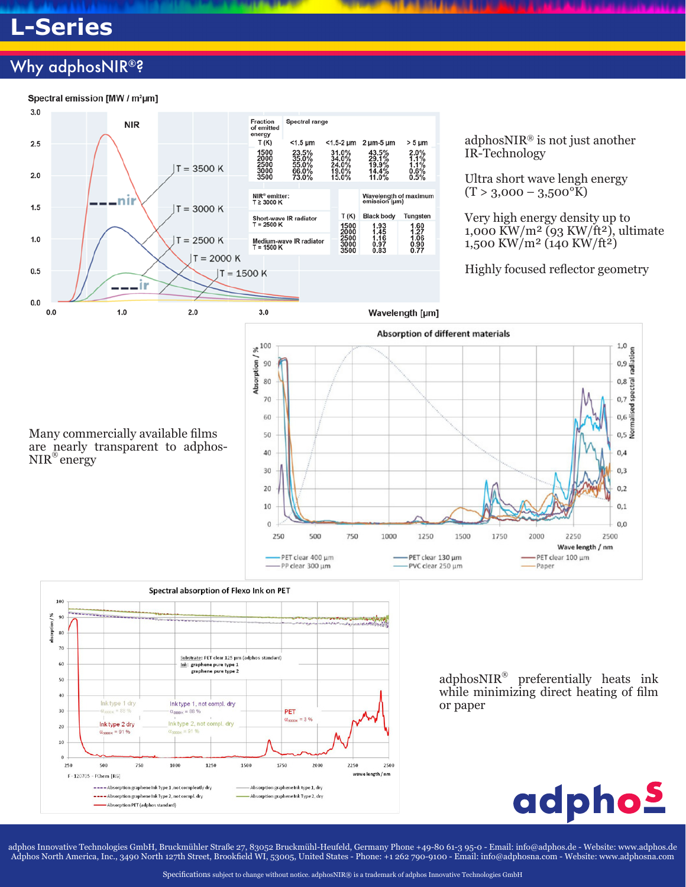# L-Series

## Why adphosNIR®?

Spectral emission [MW / m²µm]

3.0
2.5
2.0
1.5
1.0
0.5
0.0

NIR

nir

ir

T = 3500 K
T = 3000 K
T = 2500 K
T = 2000 K
T = 1500 K

0.0
1.0
2.0
3.0
Wavelength [µm]

| Fraction of emitted energy T (K) | <1.5 µm | <1.5-2 µm | 2 µm-5 µm | > 5 µm |
|---|---|---|---|---|
| 1500 | 23.5% | 31.0% | 43.5% | 2.0% |
| 2000 | 35.0% | 34.0% | 29.1% | 1.1% |
| 2500 | 55.0% | 24.0% | 19.9% | 1.1% |
| 3000 | 66.0% | 19.0% | 14.4% | 0.6% |
| 3500 | 73.0% | 15.0% | 11.0% | 0.5% |

NIR® emitter: T ≥ 3000 K

Short-wave IR radiator T = 2500 K

Medium-wave IR radiator T = 1500 K

| T (K) | Wavelength of maximum emission (µm) Black body | Tungsten |
|---|---|---|
| 1500 | 1.93 | 1.60 |
| 2000 | 1.45 | 1.27 |
| 2500 | 1.16 | 1.06 |
| 3000 | 0.97 | 0.90 |
| 3500 | 0.83 | 0.77 |

adphosNIR® is not just another IR-Technology

Ultra short wave lengh energy (T > 3,000 – 3,500°K)

Very high energy density up to 1,000 KW/m² (93 KW/ft²), ultimate 1,500 KW/m² (140 KW/ft²)

Highly focused reflector geometry

Absorption of different materials

Absorption / %
Normalised spectral radiation
Wave length / nm

PET clear 400 µm
PP clear 300 µm
PET clear 130 µm
PVC clear 250 µm
PET clear 100 µm
Paper

Many commercially available films are nearly transparent to adphos-NIR® energy

Spectral absorption of Flexo Ink on PET

Substrate: PET clear 125 µm (adphos standard)
Ink: graphene pure type 1
graphene pure type 2

Ink type 1 dry $\alpha_{3000K}$ = 88 %
Ink type 1, not compl. dry $\alpha_{3000K}$ = 86 %
Ink type 2 dry $\alpha_{3000K}$ = 91 %
Ink type 2, not compl. dry $\alpha_{3000K}$ = 91 %
PET $\alpha_{3000K}$ = 3 %

wave length / nm
F - 120705 - FChem [RG]

Absorption graphene Ink Type 1, not compleatly dry
Absorption graphene Ink Type 2, not compl. dry
Absorption PET (adphos standard)
Absorption graphene Ink type 1, dry
Absorption graphene Ink Type 2, dry

adphosNIR® preferentially heats ink while minimizing direct heating of film or paper

adphos

adphos Innovative Technologies GmbH, Bruckmühler Straße 27, 83052 Bruckmühl-Heufeld, Germany Phone +49-80 61-3 95-0 - Email: info@adphos.de - Website: www.adphos.de
Adphos North America, Inc., 3490 North 127th Street, Brookfield WI, 53005, United States - Phone: +1 262 790-9100 - Email: info@adphosna.com - Website: www.adphosna.com

Specifications subject to change without notice. adphosNIR® is a trademark of adphos Innovative Technologies GmbH